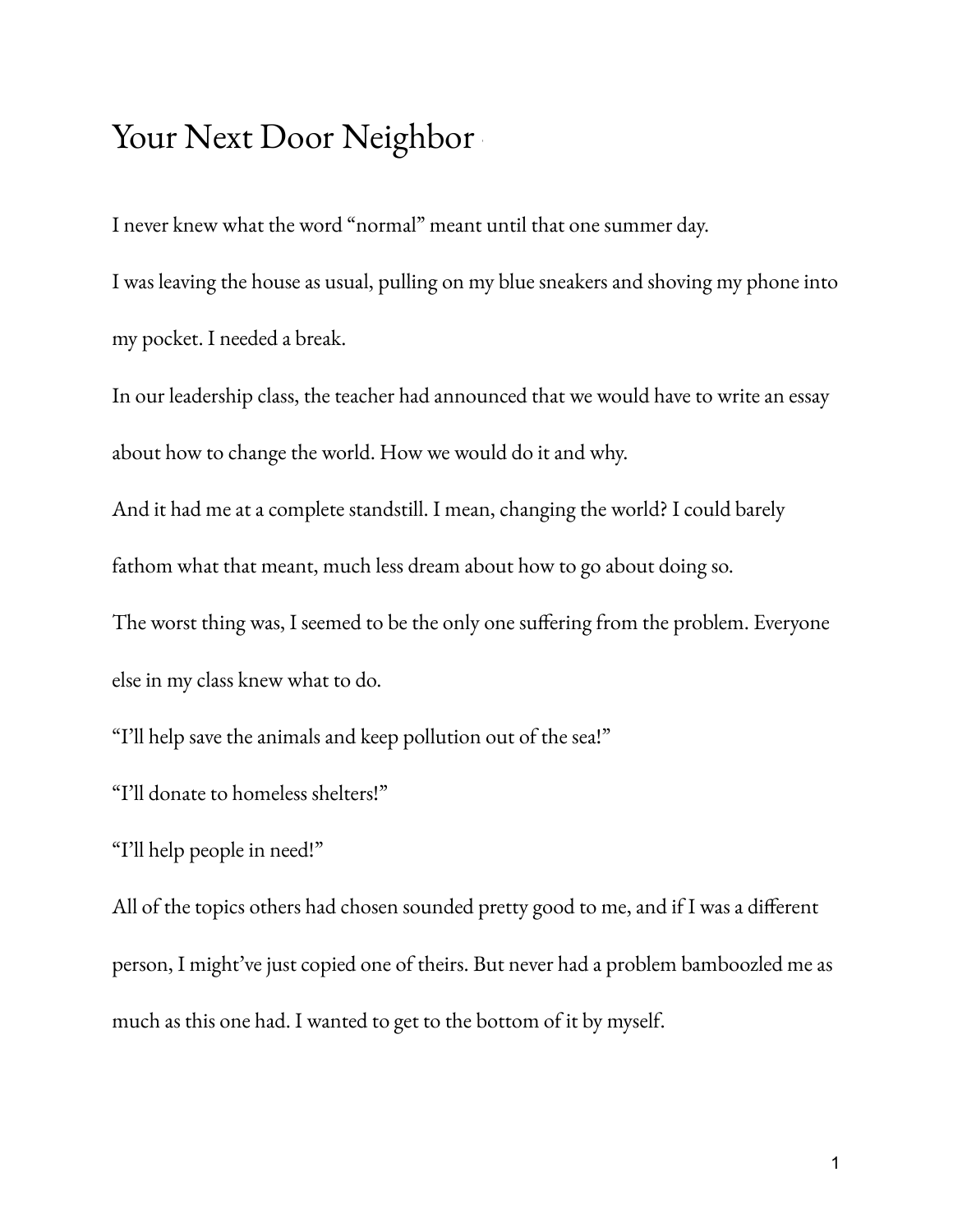# Your Next Door Neighbor

I never knew what the word "normal" meant until that one summer day.

I was leaving the house as usual, pulling on my blue sneakers and shoving my phone into my pocket. I needed a break.

In our leadership class, the teacher had announced that we would have to write an essay about how to change the world. How we would do it and why.

And it had me at a complete standstill. I mean, changing the world? I could barely fathom what that meant, much less dream about how to go about doing so.

The worst thing was, I seemed to be the only one suffering from the problem. Everyone else in my class knew what to do.

"I'll help save the animals and keep pollution out of the sea!"

"I'll donate to homeless shelters!"

"I'll help people in need!"

All of the topics others had chosen sounded pretty good to me, and if I was a different person, I might've just copied one of theirs. But never had a problem bamboozled me as much as this one had. I wanted to get to the bottom of it by myself.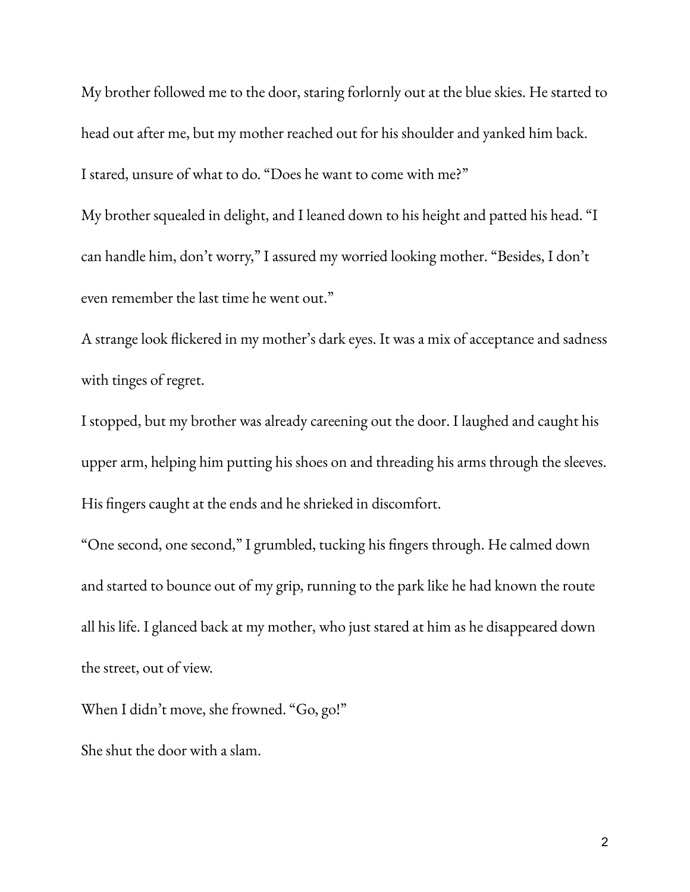My brother followed me to the door, staring forlornly out at the blue skies. He started to head out after me, but my mother reached out for his shoulder and yanked him back.

I stared, unsure of what to do. “Does he want to come with me?”

My brother squealed in delight, and I leaned down to his height and patted his head. “I can handle him, don’t worry,” I assured my worried looking mother. “Besides, I don’t even remember the last time he went out.”

A strange look flickered in my mother’s dark eyes. It was a mix of acceptance and sadness with tinges of regret.

I stopped, but my brother was already careening out the door. I laughed and caught his upper arm, helping him putting his shoes on and threading his arms through the sleeves. His fingers caught at the ends and he shrieked in discomfort.

“One second, one second,” I grumbled, tucking his fingers through. He calmed down and started to bounce out of my grip, running to the park like he had known the route all his life. I glanced back at my mother, who just stared at him as he disappeared down the street, out of view.

When I didn’t move, she frowned. “Go, go!”

She shut the door with a slam.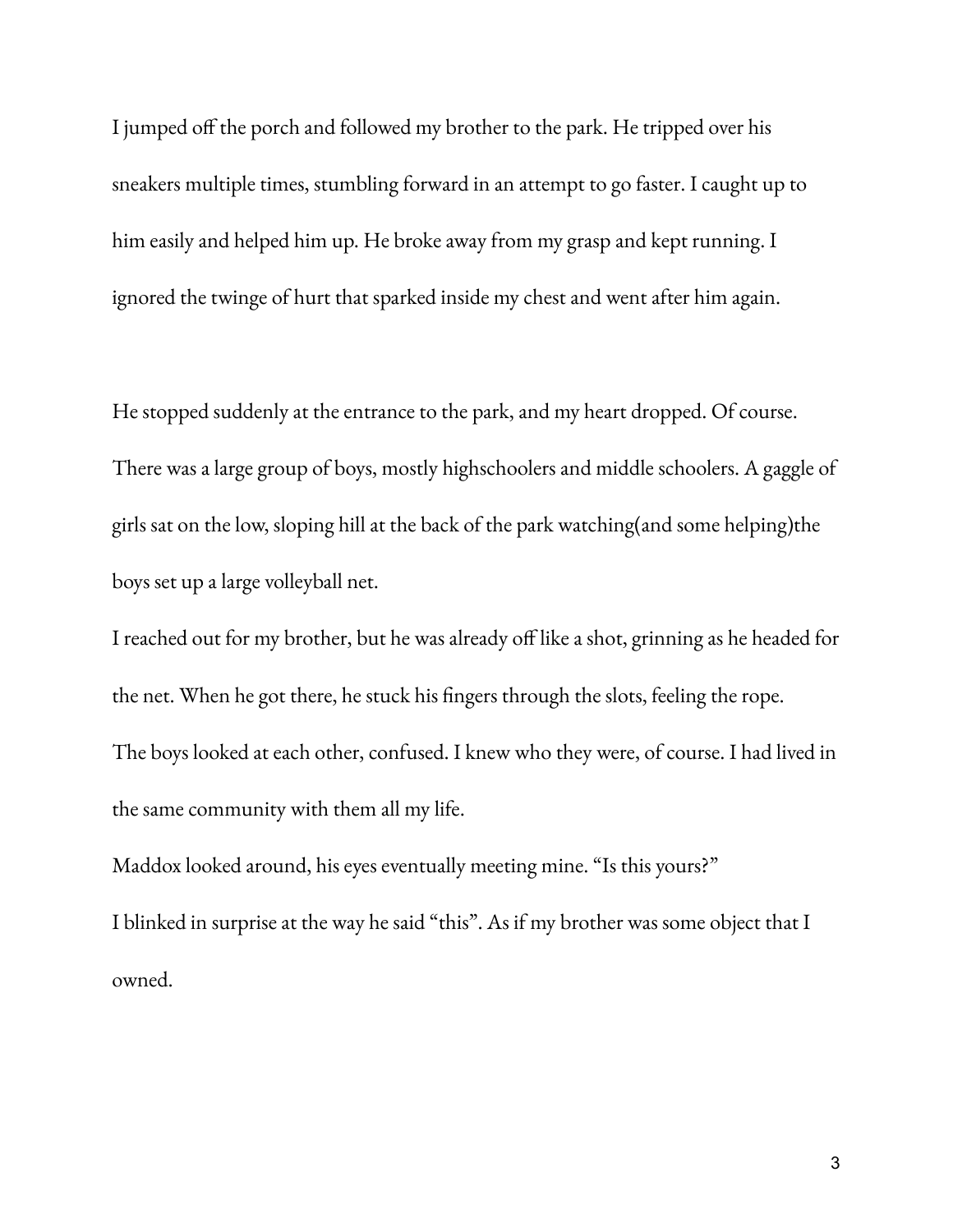I jumped off the porch and followed my brother to the park. He tripped over his sneakers multiple times, stumbling forward in an attempt to go faster. I caught up to him easily and helped him up. He broke away from my grasp and kept running. I ignored the twinge of hurt that sparked inside my chest and went after him again.

He stopped suddenly at the entrance to the park, and my heart dropped. Of course. There was a large group of boys, mostly highschoolers and middle schoolers. A gaggle of girls sat on the low, sloping hill at the back of the park watching(and some helping)the boys set up a large volleyball net.

I reached out for my brother, but he was already off like a shot, grinning as he headed for the net. When he got there, he stuck his fingers through the slots, feeling the rope.

The boys looked at each other, confused. I knew who they were, of course. I had lived in the same community with them all my life.

Maddox looked around, his eyes eventually meeting mine. "Is this yours?"

I blinked in surprise at the way he said "this". As if my brother was some object that I owned.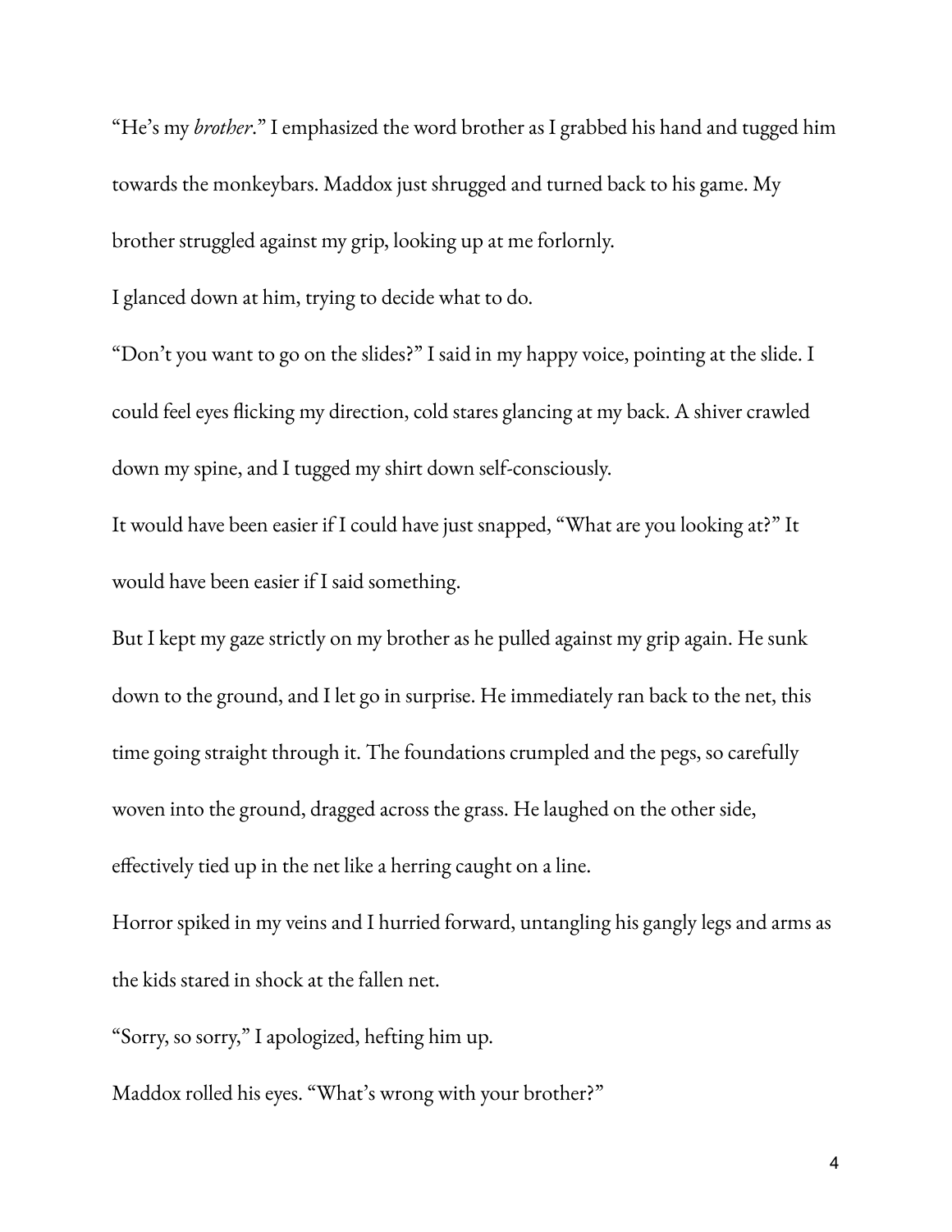"He's my *brother*." I emphasized the word brother as I grabbed his hand and tugged him towards the monkeybars. Maddox just shrugged and turned back to his game. My brother struggled against my grip, looking up at me forlornly.

I glanced down at him, trying to decide what to do.

"Don't you want to go on the slides?" I said in my happy voice, pointing at the slide. I could feel eyes flicking my direction, cold stares glancing at my back. A shiver crawled down my spine, and I tugged my shirt down self-consciously.

It would have been easier if I could have just snapped, "What are you looking at?" It would have been easier if I said something.

But I kept my gaze strictly on my brother as he pulled against my grip again. He sunk down to the ground, and I let go in surprise. He immediately ran back to the net, this time going straight through it. The foundations crumpled and the pegs, so carefully woven into the ground, dragged across the grass. He laughed on the other side, effectively tied up in the net like a herring caught on a line.

Horror spiked in my veins and I hurried forward, untangling his gangly legs and arms as the kids stared in shock at the fallen net.

"Sorry, so sorry," I apologized, hefting him up.

Maddox rolled his eyes. "What's wrong with your brother?"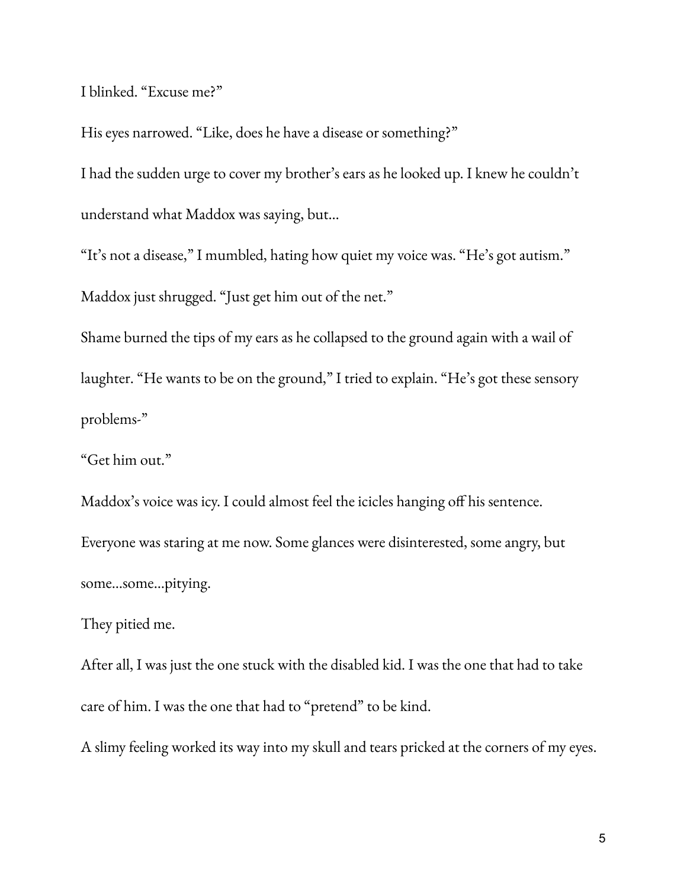I blinked. “Excuse me?”

His eyes narrowed. “Like, does he have a disease or something?”

I had the sudden urge to cover my brother’s ears as he looked up. I knew he couldn’t understand what Maddox was saying, but...

“It’s not a disease,” I mumbled, hating how quiet my voice was. “He’s got autism.”

Maddox just shrugged. “Just get him out of the net.”

Shame burned the tips of my ears as he collapsed to the ground again with a wail of laughter. “He wants to be on the ground,” I tried to explain. “He’s got these sensory problems-”

“Get him out.”

Maddox’s voice was icy. I could almost feel the icicles hanging off his sentence.

Everyone was staring at me now. Some glances were disinterested, some angry, but some...some...pitying.

They pitied me.

After all, I was just the one stuck with the disabled kid. I was the one that had to take care of him. I was the one that had to “pretend” to be kind.

A slimy feeling worked its way into my skull and tears pricked at the corners of my eyes.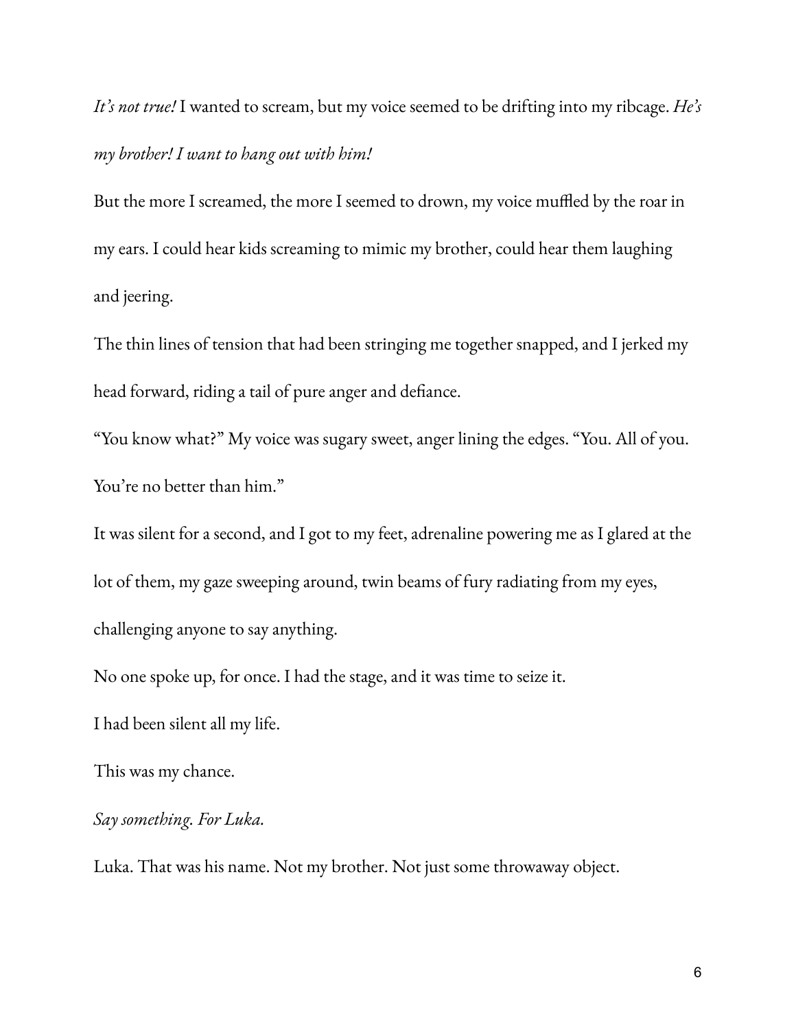*It's not true!* I wanted to scream, but my voice seemed to be drifting into my ribcage. *He's my brother! I want to hang out with him!*

But the more I screamed, the more I seemed to drown, my voice muffled by the roar in my ears. I could hear kids screaming to mimic my brother, could hear them laughing and jeering.

The thin lines of tension that had been stringing me together snapped, and I jerked my head forward, riding a tail of pure anger and defiance.

"You know what?" My voice was sugary sweet, anger lining the edges. "You. All of you. You're no better than him."

It was silent for a second, and I got to my feet, adrenaline powering me as I glared at the lot of them, my gaze sweeping around, twin beams of fury radiating from my eyes, challenging anyone to say anything.

No one spoke up, for once. I had the stage, and it was time to seize it.

I had been silent all my life.

This was my chance.

*Say something. For Luka.*

Luka. That was his name. Not my brother. Not just some throwaway object.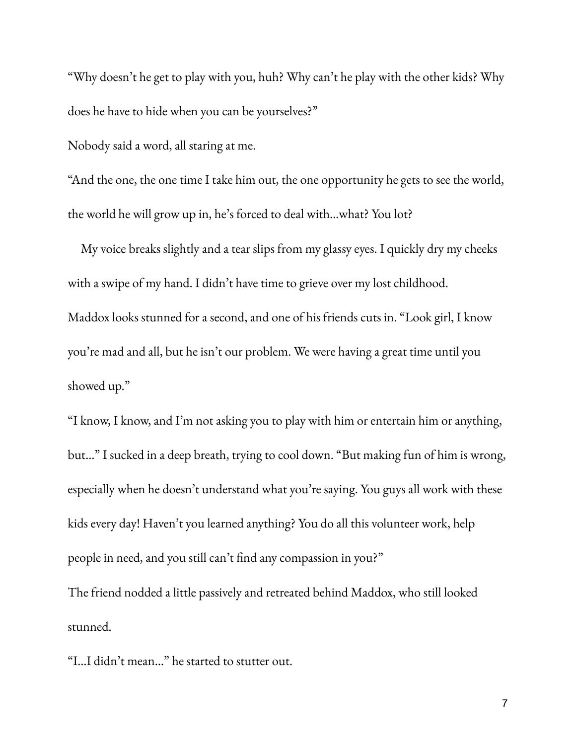"Why doesn't he get to play with you, huh? Why can't he play with the other kids? Why does he have to hide when you can be yourselves?"

Nobody said a word, all staring at me.

"And the one, the one time I take him out, the one opportunity he gets to see the world, the world he will grow up in, he's forced to deal with…what? You lot?

My voice breaks slightly and a tear slips from my glassy eyes. I quickly dry my cheeks with a swipe of my hand. I didn't have time to grieve over my lost childhood.

Maddox looks stunned for a second, and one of his friends cuts in. "Look girl, I know you're mad and all, but he isn't our problem. We were having a great time until you showed up."

"I know, I know, and I'm not asking you to play with him or entertain him or anything, but…" I sucked in a deep breath, trying to cool down. "But making fun of him is wrong, especially when he doesn't understand what you're saying. You guys all work with these kids every day! Haven't you learned anything? You do all this volunteer work, help people in need, and you still can't find any compassion in you?"

The friend nodded a little passively and retreated behind Maddox, who still looked stunned.

"I…I didn't mean…" he started to stutter out.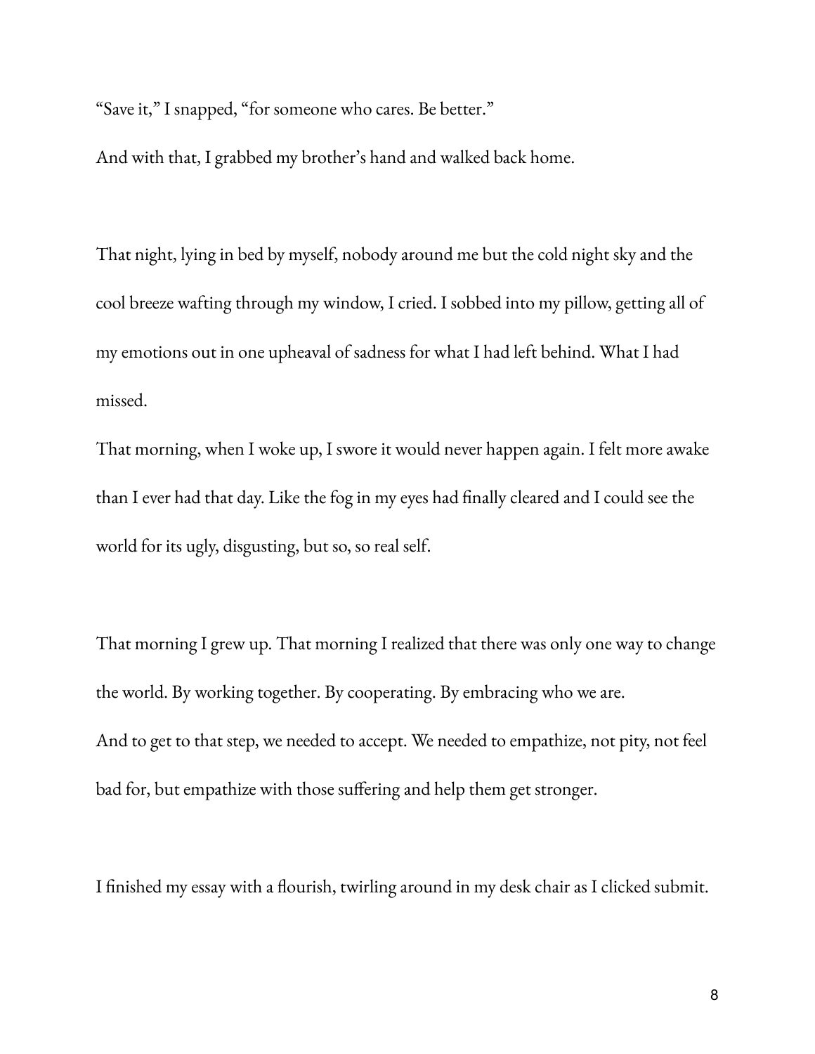"Save it," I snapped, "for someone who cares. Be better."

And with that, I grabbed my brother's hand and walked back home.

That night, lying in bed by myself, nobody around me but the cold night sky and the cool breeze wafting through my window, I cried. I sobbed into my pillow, getting all of my emotions out in one upheaval of sadness for what I had left behind. What I had missed.

That morning, when I woke up, I swore it would never happen again. I felt more awake than I ever had that day. Like the fog in my eyes had finally cleared and I could see the world for its ugly, disgusting, but so, so real self.

That morning I grew up. That morning I realized that there was only one way to change the world. By working together. By cooperating. By embracing who we are.

And to get to that step, we needed to accept. We needed to empathize, not pity, not feel bad for, but empathize with those suffering and help them get stronger.

I finished my essay with a flourish, twirling around in my desk chair as I clicked submit.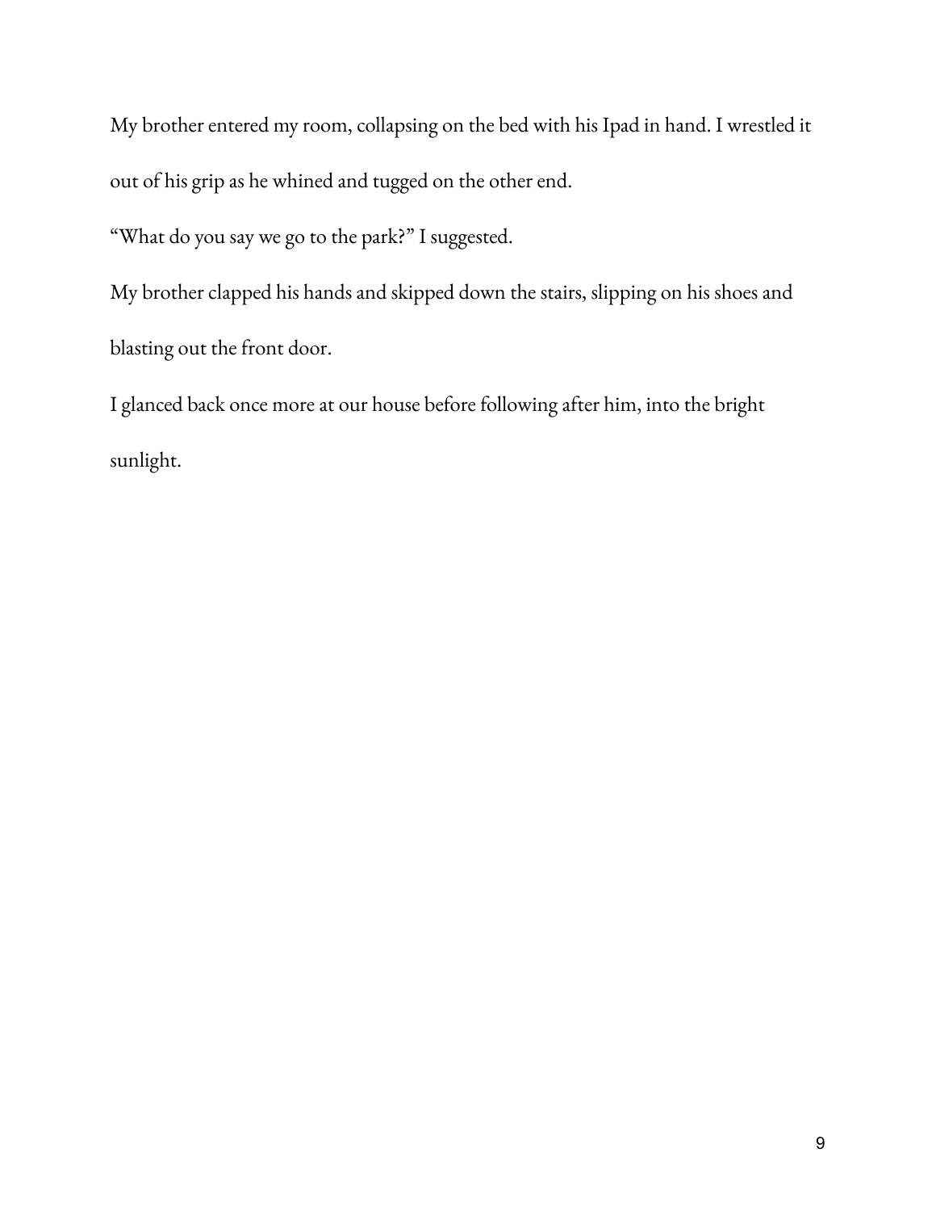My brother entered my room, collapsing on the bed with his Ipad in hand. I wrestled it out of his grip as he whined and tugged on the other end.

"What do you say we go to the park?" I suggested.

My brother clapped his hands and skipped down the stairs, slipping on his shoes and blasting out the front door.

I glanced back once more at our house before following after him, into the bright sunlight.